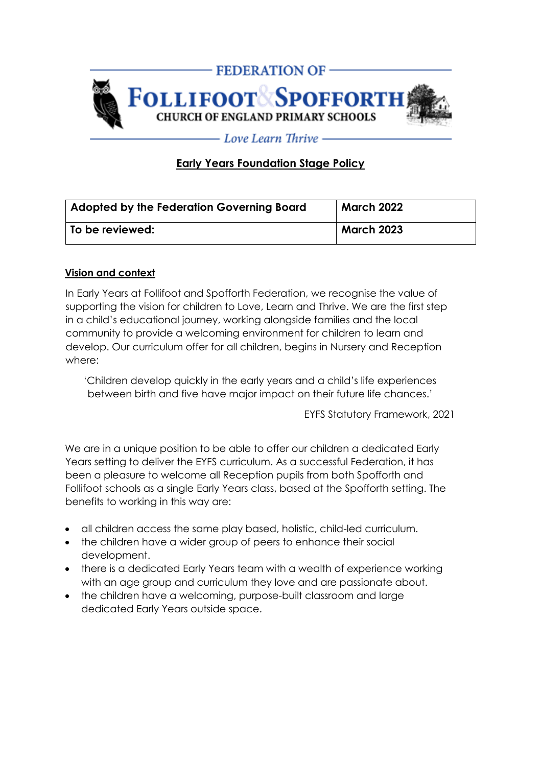FEDERATION OF

# FOLLIFOOT & SPOFFORTH

CHURCH OF ENGLAND PRIMARY SCHOOLS

*Love Learn Thrive*

## Early Years Foundation Stage Policy

| Adopted by the Federation Governing Board | March 2022 |
|---|---|
| To be reviewed: | March 2023 |

### Vision and context

In Early Years at Follifoot and Spofforth Federation, we recognise the value of supporting the vision for children to Love, Learn and Thrive. We are the first step in a child's educational journey, working alongside families and the local community to provide a welcoming environment for children to learn and develop. Our curriculum offer for all children, begins in Nursery and Reception where:

> 'Children develop quickly in the early years and a child's life experiences between birth and five have major impact on their future life chances.'
>
> EYFS Statutory Framework, 2021

We are in a unique position to be able to offer our children a dedicated Early Years setting to deliver the EYFS curriculum. As a successful Federation, it has been a pleasure to welcome all Reception pupils from both Spofforth and Follifoot schools as a single Early Years class, based at the Spofforth setting. The benefits to working in this way are:

- all children access the same play based, holistic, child-led curriculum.
- the children have a wider group of peers to enhance their social development.
- there is a dedicated Early Years team with a wealth of experience working with an age group and curriculum they love and are passionate about.
- the children have a welcoming, purpose-built classroom and large dedicated Early Years outside space.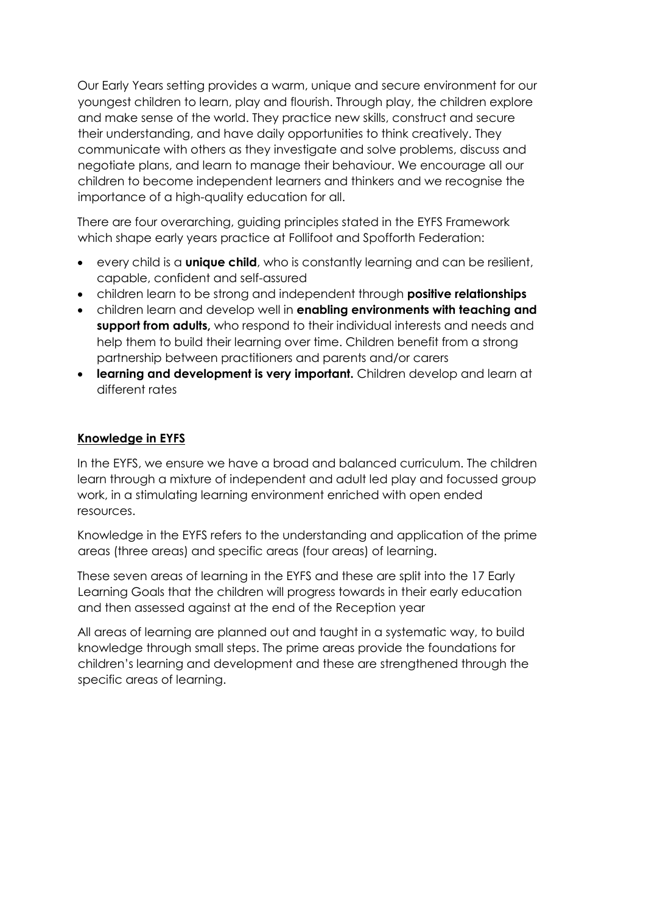Our Early Years setting provides a warm, unique and secure environment for our youngest children to learn, play and flourish. Through play, the children explore and make sense of the world. They practice new skills, construct and secure their understanding, and have daily opportunities to think creatively. They communicate with others as they investigate and solve problems, discuss and negotiate plans, and learn to manage their behaviour. We encourage all our children to become independent learners and thinkers and we recognise the importance of a high-quality education for all.

There are four overarching, guiding principles stated in the EYFS Framework which shape early years practice at Follifoot and Spofforth Federation:

- every child is a **unique child**, who is constantly learning and can be resilient, capable, confident and self-assured
- children learn to be strong and independent through **positive relationships**
- children learn and develop well in **enabling environments with teaching and support from adults,** who respond to their individual interests and needs and help them to build their learning over time. Children benefit from a strong partnership between practitioners and parents and/or carers
- **learning and development is very important.** Children develop and learn at different rates

## Knowledge in EYFS

In the EYFS, we ensure we have a broad and balanced curriculum. The children learn through a mixture of independent and adult led play and focussed group work, in a stimulating learning environment enriched with open ended resources.

Knowledge in the EYFS refers to the understanding and application of the prime areas (three areas) and specific areas (four areas) of learning.

These seven areas of learning in the EYFS and these are split into the 17 Early Learning Goals that the children will progress towards in their early education and then assessed against at the end of the Reception year

All areas of learning are planned out and taught in a systematic way, to build knowledge through small steps. The prime areas provide the foundations for children's learning and development and these are strengthened through the specific areas of learning.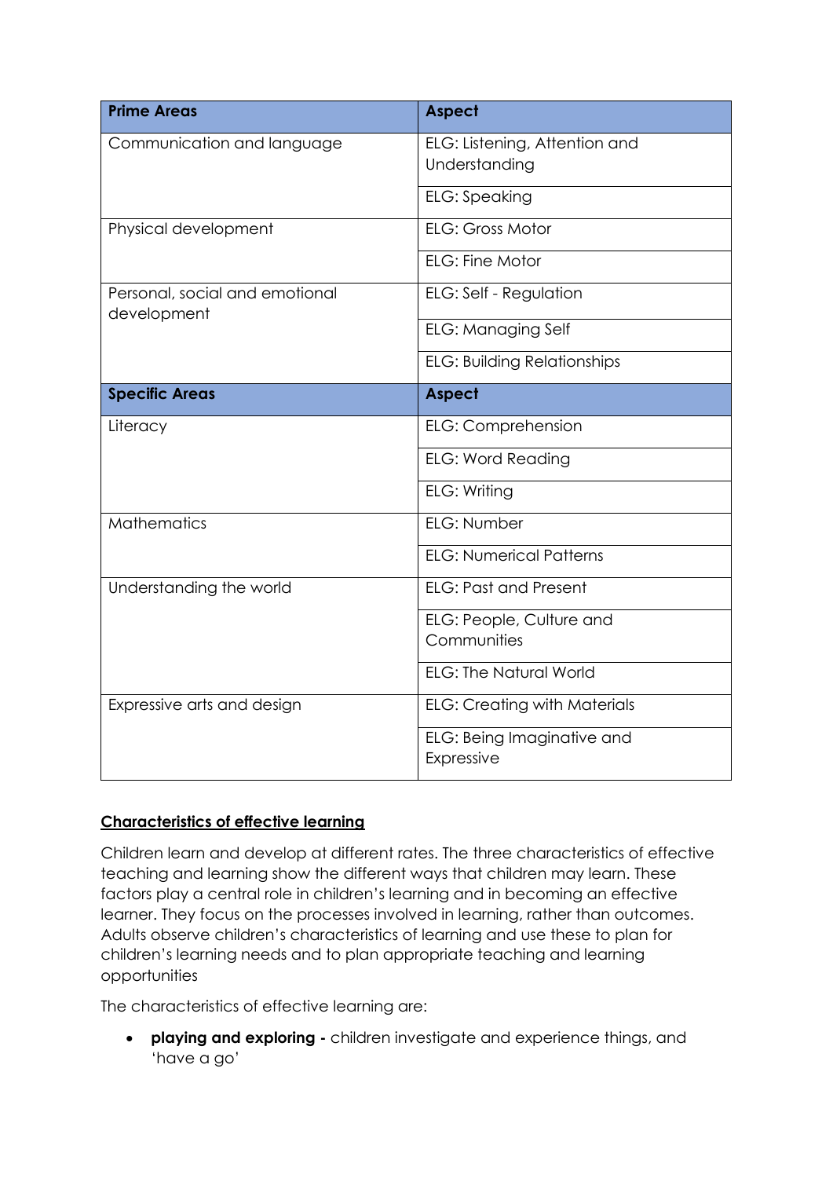| Prime Areas | Aspect |
|---|---|
| Communication and language | ELG: Listening, Attention and Understanding |
| | ELG: Speaking |
| Physical development | ELG: Gross Motor |
| | ELG: Fine Motor |
| Personal, social and emotional development | ELG: Self - Regulation |
| | ELG: Managing Self |
| | ELG: Building Relationships |
| **Specific Areas** | **Aspect** |
| Literacy | ELG: Comprehension |
| | ELG: Word Reading |
| | ELG: Writing |
| Mathematics | ELG: Number |
| | ELG: Numerical Patterns |
| Understanding the world | ELG: Past and Present |
| | ELG: People, Culture and Communities |
| | ELG: The Natural World |
| Expressive arts and design | ELG: Creating with Materials |
| | ELG: Being Imaginative and Expressive |

## Characteristics of effective learning

Children learn and develop at different rates. The three characteristics of effective teaching and learning show the different ways that children may learn. These factors play a central role in children's learning and in becoming an effective learner. They focus on the processes involved in learning, rather than outcomes. Adults observe children's characteristics of learning and use these to plan for children's learning needs and to plan appropriate teaching and learning opportunities

The characteristics of effective learning are:

- **playing and exploring -** children investigate and experience things, and 'have a go'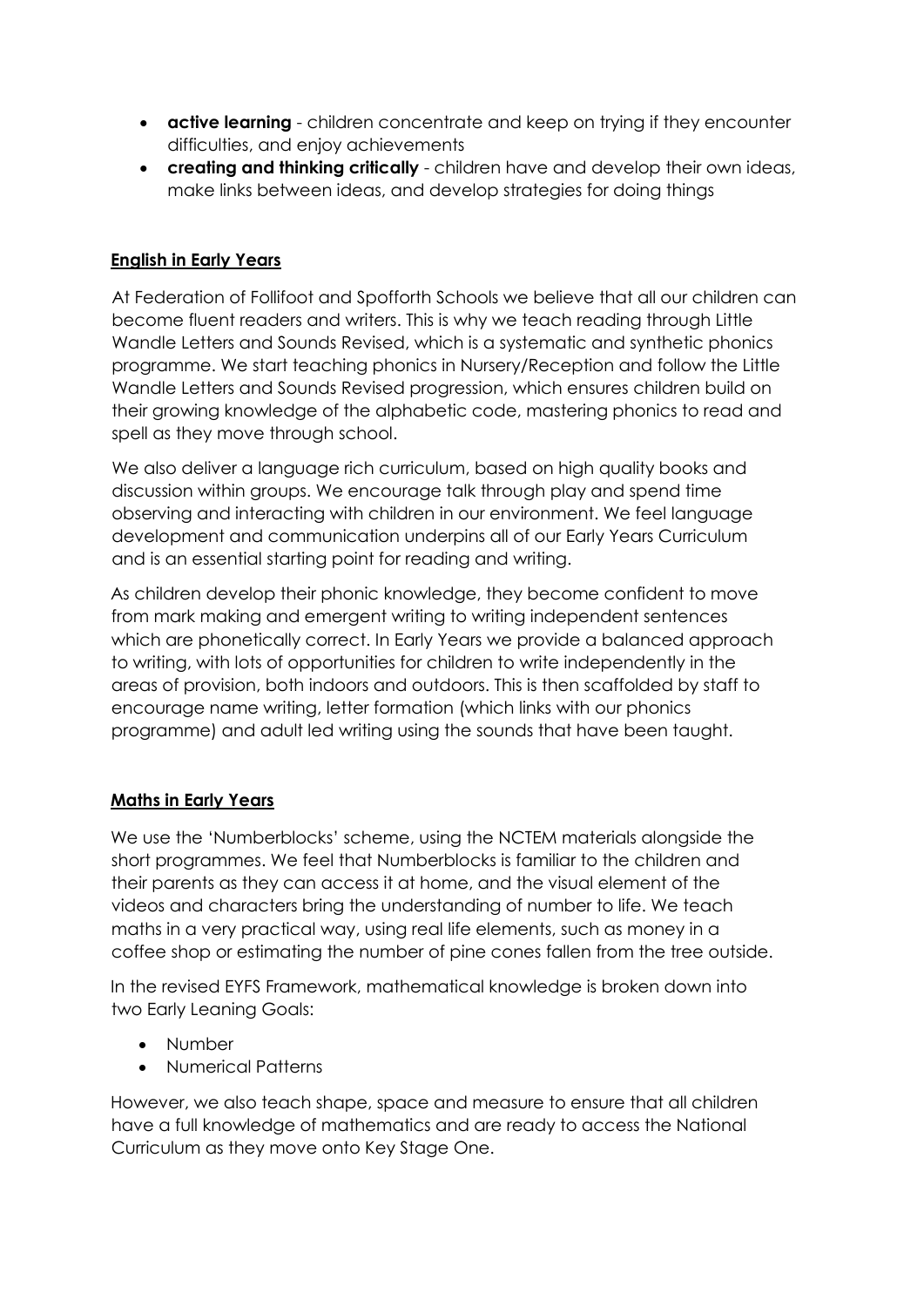- **active learning** - children concentrate and keep on trying if they encounter difficulties, and enjoy achievements
- **creating and thinking critically** - children have and develop their own ideas, make links between ideas, and develop strategies for doing things

## English in Early Years

At Federation of Follifoot and Spofforth Schools we believe that all our children can become fluent readers and writers. This is why we teach reading through Little Wandle Letters and Sounds Revised, which is a systematic and synthetic phonics programme. We start teaching phonics in Nursery/Reception and follow the Little Wandle Letters and Sounds Revised progression, which ensures children build on their growing knowledge of the alphabetic code, mastering phonics to read and spell as they move through school.

We also deliver a language rich curriculum, based on high quality books and discussion within groups. We encourage talk through play and spend time observing and interacting with children in our environment. We feel language development and communication underpins all of our Early Years Curriculum and is an essential starting point for reading and writing.

As children develop their phonic knowledge, they become confident to move from mark making and emergent writing to writing independent sentences which are phonetically correct. In Early Years we provide a balanced approach to writing, with lots of opportunities for children to write independently in the areas of provision, both indoors and outdoors. This is then scaffolded by staff to encourage name writing, letter formation (which links with our phonics programme) and adult led writing using the sounds that have been taught.

## Maths in Early Years

We use the 'Numberblocks' scheme, using the NCTEM materials alongside the short programmes. We feel that Numberblocks is familiar to the children and their parents as they can access it at home, and the visual element of the videos and characters bring the understanding of number to life. We teach maths in a very practical way, using real life elements, such as money in a coffee shop or estimating the number of pine cones fallen from the tree outside.

In the revised EYFS Framework, mathematical knowledge is broken down into two Early Leaning Goals:

- Number
- Numerical Patterns

However, we also teach shape, space and measure to ensure that all children have a full knowledge of mathematics and are ready to access the National Curriculum as they move onto Key Stage One.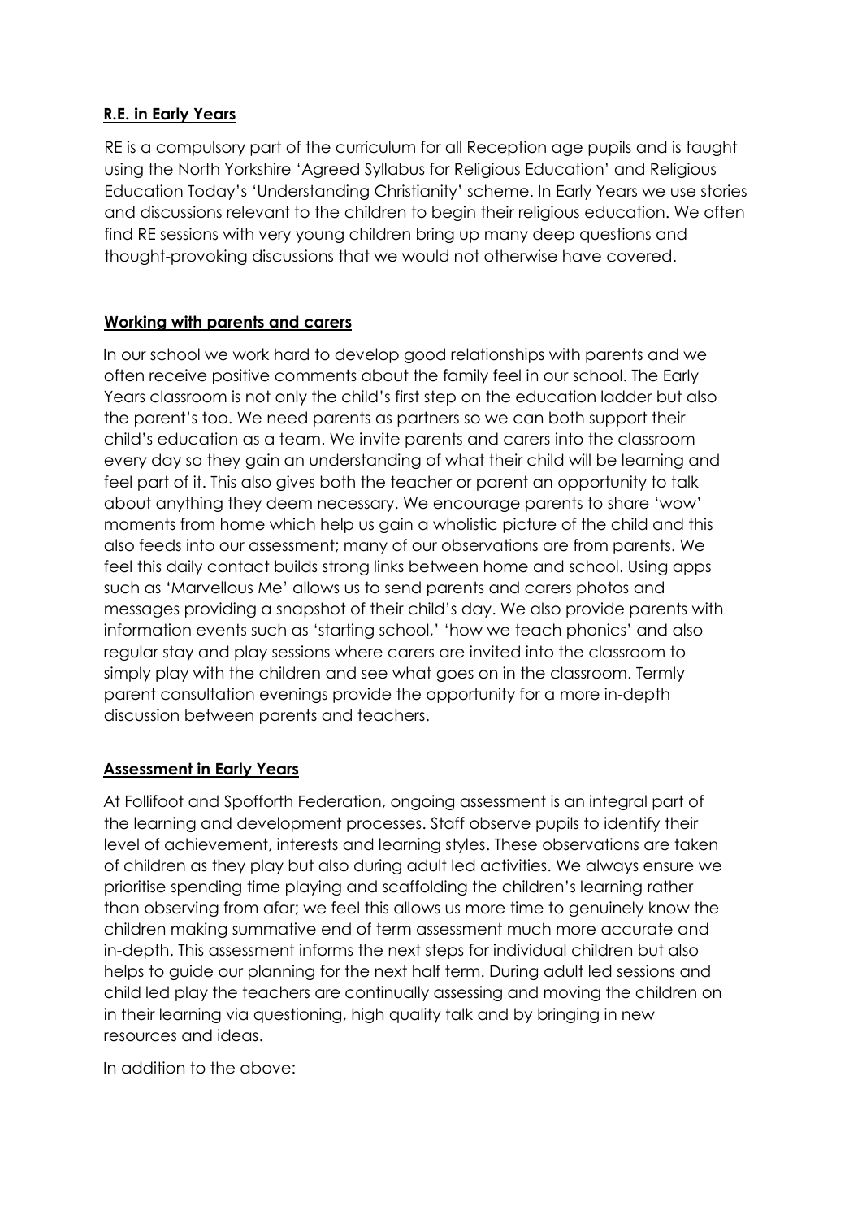**R.E. in Early Years**

RE is a compulsory part of the curriculum for all Reception age pupils and is taught using the North Yorkshire 'Agreed Syllabus for Religious Education' and Religious Education Today's 'Understanding Christianity' scheme. In Early Years we use stories and discussions relevant to the children to begin their religious education. We often find RE sessions with very young children bring up many deep questions and thought-provoking discussions that we would not otherwise have covered.

**Working with parents and carers**

In our school we work hard to develop good relationships with parents and we often receive positive comments about the family feel in our school. The Early Years classroom is not only the child's first step on the education ladder but also the parent's too. We need parents as partners so we can both support their child's education as a team. We invite parents and carers into the classroom every day so they gain an understanding of what their child will be learning and feel part of it. This also gives both the teacher or parent an opportunity to talk about anything they deem necessary. We encourage parents to share 'wow' moments from home which help us gain a wholistic picture of the child and this also feeds into our assessment; many of our observations are from parents. We feel this daily contact builds strong links between home and school. Using apps such as 'Marvellous Me' allows us to send parents and carers photos and messages providing a snapshot of their child's day. We also provide parents with information events such as 'starting school,' 'how we teach phonics' and also regular stay and play sessions where carers are invited into the classroom to simply play with the children and see what goes on in the classroom. Termly parent consultation evenings provide the opportunity for a more in-depth discussion between parents and teachers.

**Assessment in Early Years**

At Follifoot and Spofforth Federation, ongoing assessment is an integral part of the learning and development processes. Staff observe pupils to identify their level of achievement, interests and learning styles. These observations are taken of children as they play but also during adult led activities. We always ensure we prioritise spending time playing and scaffolding the children's learning rather than observing from afar; we feel this allows us more time to genuinely know the children making summative end of term assessment much more accurate and in-depth. This assessment informs the next steps for individual children but also helps to guide our planning for the next half term. During adult led sessions and child led play the teachers are continually assessing and moving the children on in their learning via questioning, high quality talk and by bringing in new resources and ideas.

In addition to the above: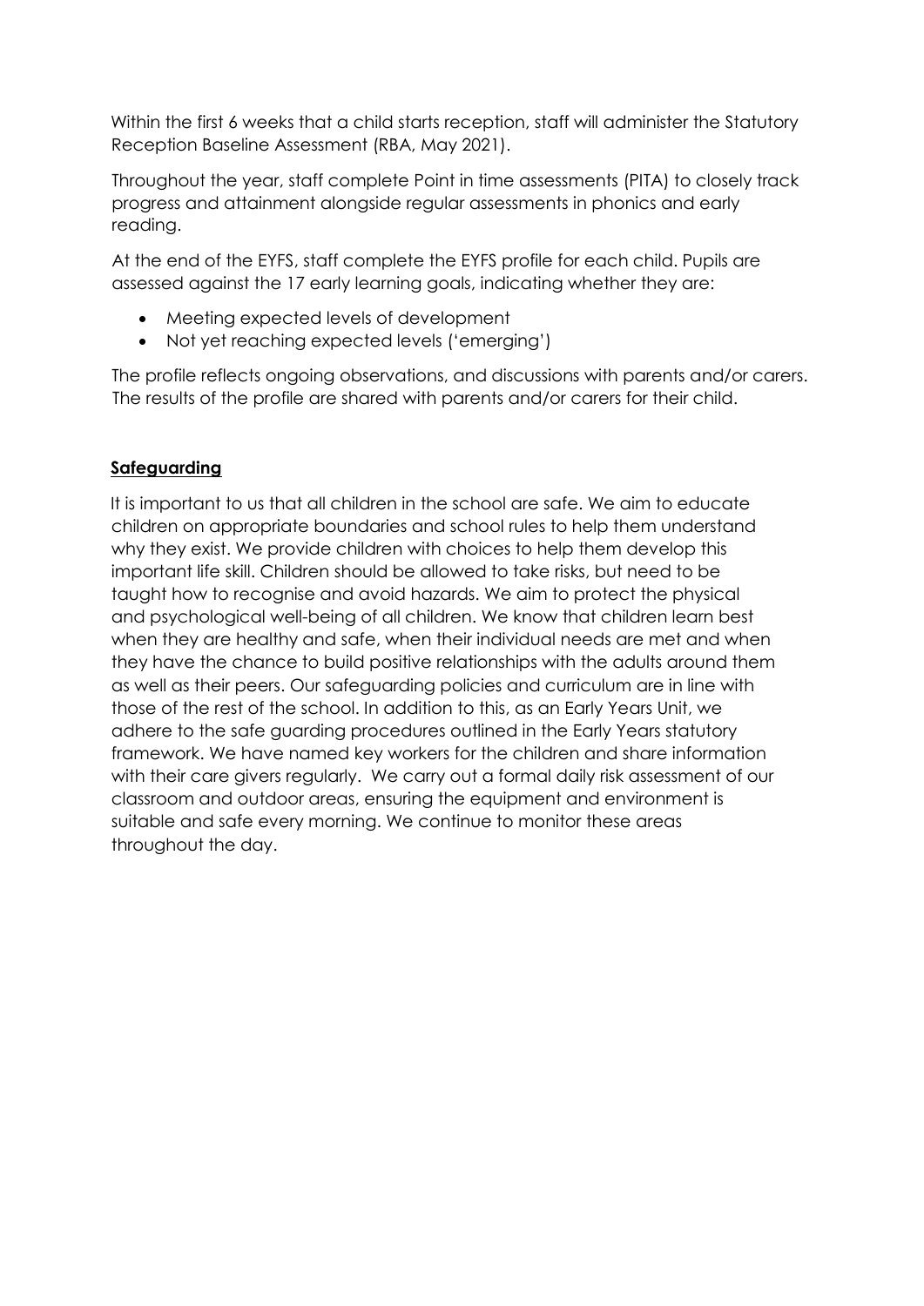Within the first 6 weeks that a child starts reception, staff will administer the Statutory Reception Baseline Assessment (RBA, May 2021).

Throughout the year, staff complete Point in time assessments (PITA) to closely track progress and attainment alongside regular assessments in phonics and early reading.

At the end of the EYFS, staff complete the EYFS profile for each child. Pupils are assessed against the 17 early learning goals, indicating whether they are:

- Meeting expected levels of development
- Not yet reaching expected levels ('emerging')

The profile reflects ongoing observations, and discussions with parents and/or carers. The results of the profile are shared with parents and/or carers for their child.

## **Safeguarding**

It is important to us that all children in the school are safe. We aim to educate children on appropriate boundaries and school rules to help them understand why they exist. We provide children with choices to help them develop this important life skill. Children should be allowed to take risks, but need to be taught how to recognise and avoid hazards. We aim to protect the physical and psychological well-being of all children. We know that children learn best when they are healthy and safe, when their individual needs are met and when they have the chance to build positive relationships with the adults around them as well as their peers. Our safeguarding policies and curriculum are in line with those of the rest of the school. In addition to this, as an Early Years Unit, we adhere to the safe guarding procedures outlined in the Early Years statutory framework. We have named key workers for the children and share information with their care givers regularly. We carry out a formal daily risk assessment of our classroom and outdoor areas, ensuring the equipment and environment is suitable and safe every morning. We continue to monitor these areas throughout the day.